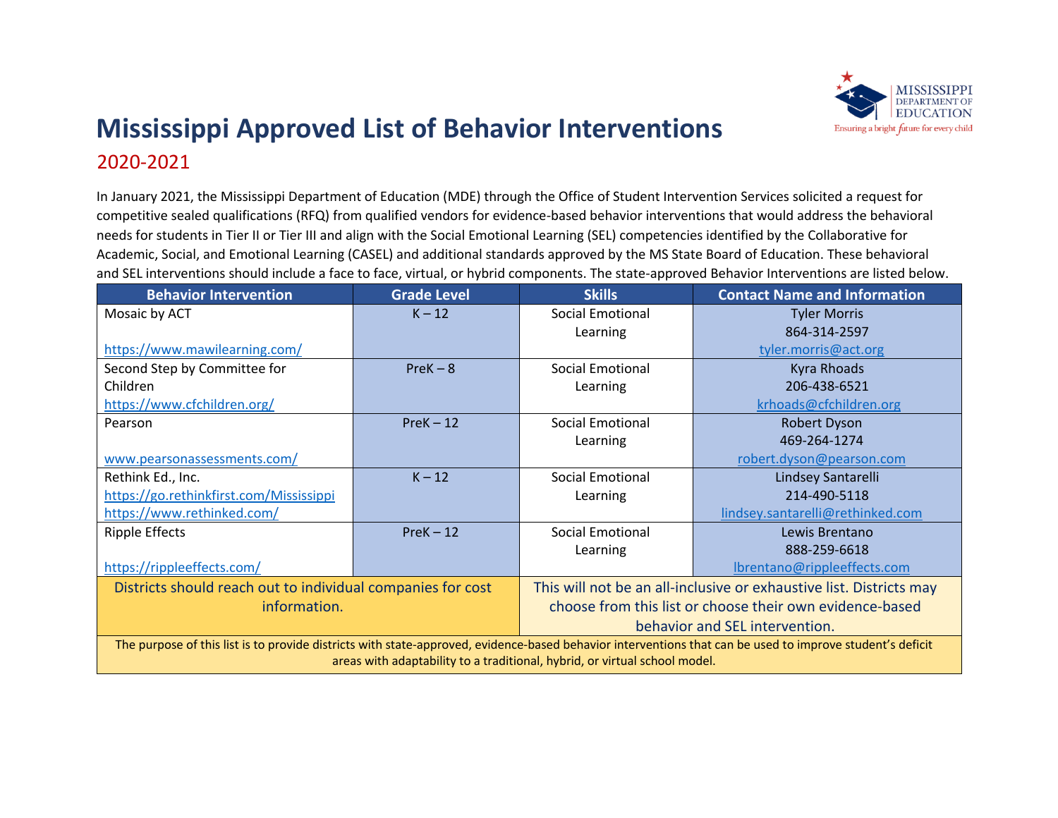# Mississippi Approved List of Behavior Interventions

## 2020-2021

In January 2021, the Mississippi Department of Education (MDE) through the Office of Student Intervention Services solicited a request for competitive sealed qualifications (RFQ) from qualified vendors for evidence-based behavior interventions that would address the behavioral needs for students in Tier II or Tier III and align with the Social Emotional Learning (SEL) competencies identified by the Collaborative for Academic, Social, and Emotional Learning (CASEL) and additional standards approved by the MS State Board of Education. These behavioral and SEL interventions should include a face to face, virtual, or hybrid components. The state-approved Behavior Interventions are listed below.

| Behavior Intervention | Grade Level | Skills | Contact Name and Information |
|---|---|---|---|
| Mosaic by ACT<br>https://www.mawilearning.com/ | K – 12 | Social Emotional Learning | Tyler Morris<br>864-314-2597<br>tyler.morris@act.org |
| Second Step by Committee for Children<br>https://www.cfchildren.org/ | PreK – 8 | Social Emotional Learning | Kyra Rhoads<br>206-438-6521<br>krhoads@cfchildren.org |
| Pearson<br>www.pearsonassessments.com/ | PreK – 12 | Social Emotional Learning | Robert Dyson<br>469-264-1274<br>robert.dyson@pearson.com |
| Rethink Ed., Inc.<br>https://go.rethinkfirst.com/Mississippi<br>https://www.rethinked.com/ | K – 12 | Social Emotional Learning | Lindsey Santarelli<br>214-490-5118<br>lindsey.santarelli@rethinked.com |
| Ripple Effects<br>https://rippleeffects.com/ | PreK – 12 | Social Emotional Learning | Lewis Brentano<br>888-259-6618<br>lbrentano@rippleeffects.com |
| Districts should reach out to individual companies for cost information. | | This will not be an all-inclusive or exhaustive list. Districts may choose from this list or choose their own evidence-based behavior and SEL intervention. | |
| The purpose of this list is to provide districts with state-approved, evidence-based behavior interventions that can be used to improve student's deficit areas with adaptability to a traditional, hybrid, or virtual school model. | | | |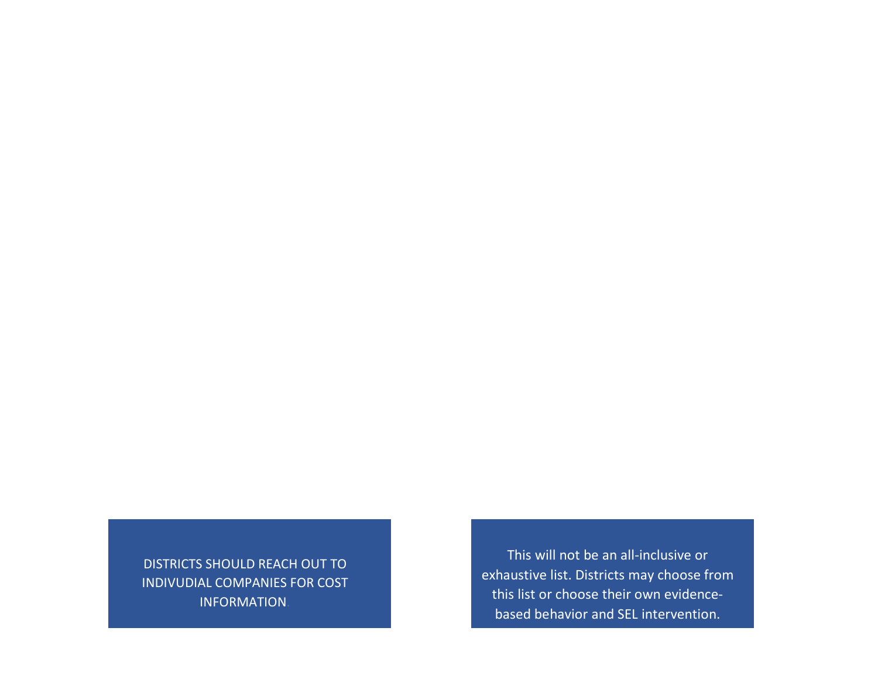DISTRICTS SHOULD REACH OUT TO INDIVUDIAL COMPANIES FOR COST INFORMATION.

This will not be an all-inclusive or exhaustive list. Districts may choose from this list or choose their own evidence-based behavior and SEL intervention.